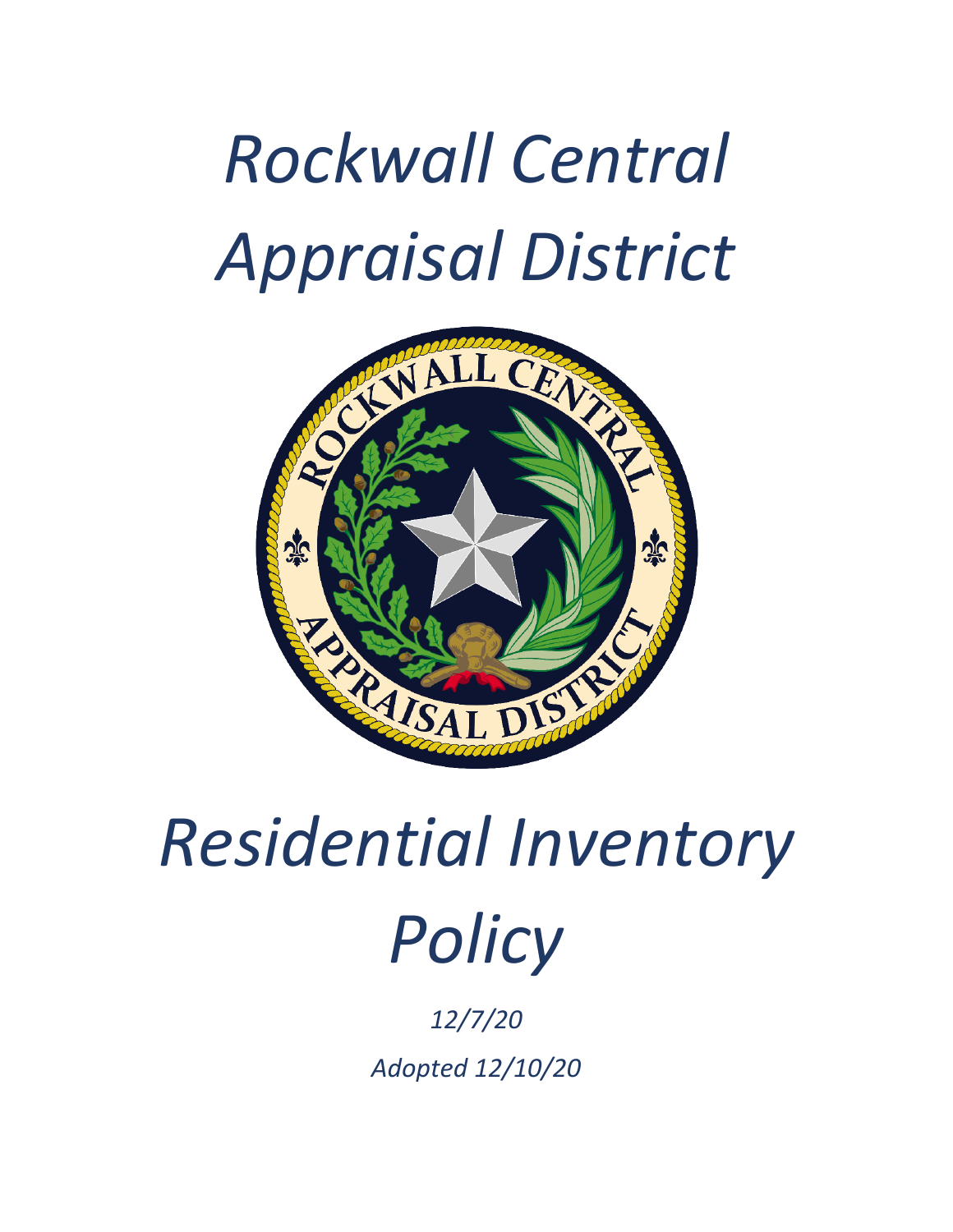# *Rockwall Central Appraisal District*

# *Residential Inventory Policy*

*12/7/20*

*Adopted 12/10/20*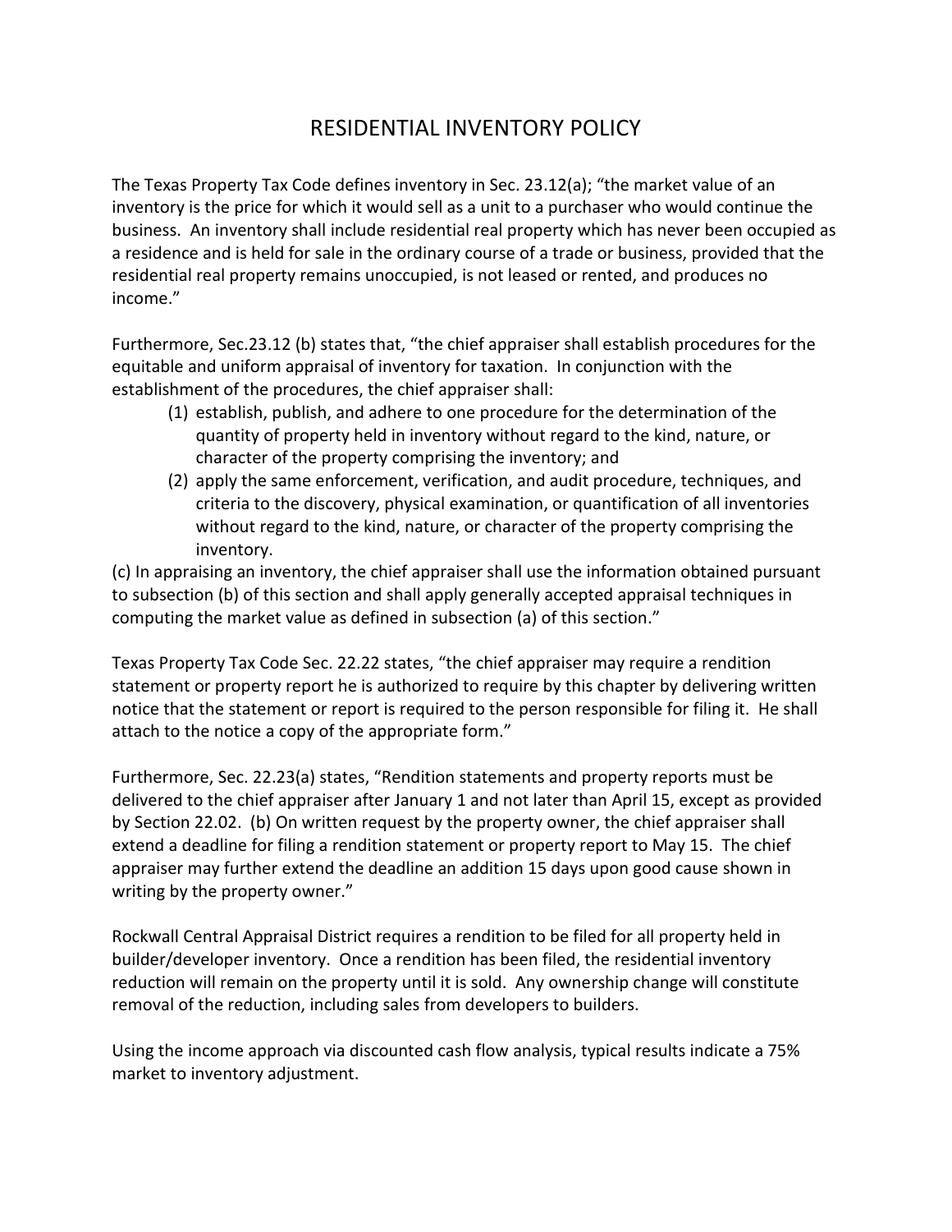# RESIDENTIAL INVENTORY POLICY

The Texas Property Tax Code defines inventory in Sec. 23.12(a); "the market value of an inventory is the price for which it would sell as a unit to a purchaser who would continue the business. An inventory shall include residential real property which has never been occupied as a residence and is held for sale in the ordinary course of a trade or business, provided that the residential real property remains unoccupied, is not leased or rented, and produces no income."

Furthermore, Sec.23.12 (b) states that, "the chief appraiser shall establish procedures for the equitable and uniform appraisal of inventory for taxation. In conjunction with the establishment of the procedures, the chief appraiser shall:

1. establish, publish, and adhere to one procedure for the determination of the quantity of property held in inventory without regard to the kind, nature, or character of the property comprising the inventory; and
2. apply the same enforcement, verification, and audit procedure, techniques, and criteria to the discovery, physical examination, or quantification of all inventories without regard to the kind, nature, or character of the property comprising the inventory.

(c) In appraising an inventory, the chief appraiser shall use the information obtained pursuant to subsection (b) of this section and shall apply generally accepted appraisal techniques in computing the market value as defined in subsection (a) of this section."

Texas Property Tax Code Sec. 22.22 states, "the chief appraiser may require a rendition statement or property report he is authorized to require by this chapter by delivering written notice that the statement or report is required to the person responsible for filing it. He shall attach to the notice a copy of the appropriate form."

Furthermore, Sec. 22.23(a) states, "Rendition statements and property reports must be delivered to the chief appraiser after January 1 and not later than April 15, except as provided by Section 22.02. (b) On written request by the property owner, the chief appraiser shall extend a deadline for filing a rendition statement or property report to May 15. The chief appraiser may further extend the deadline an addition 15 days upon good cause shown in writing by the property owner."

Rockwall Central Appraisal District requires a rendition to be filed for all property held in builder/developer inventory. Once a rendition has been filed, the residential inventory reduction will remain on the property until it is sold. Any ownership change will constitute removal of the reduction, including sales from developers to builders.

Using the income approach via discounted cash flow analysis, typical results indicate a 75% market to inventory adjustment.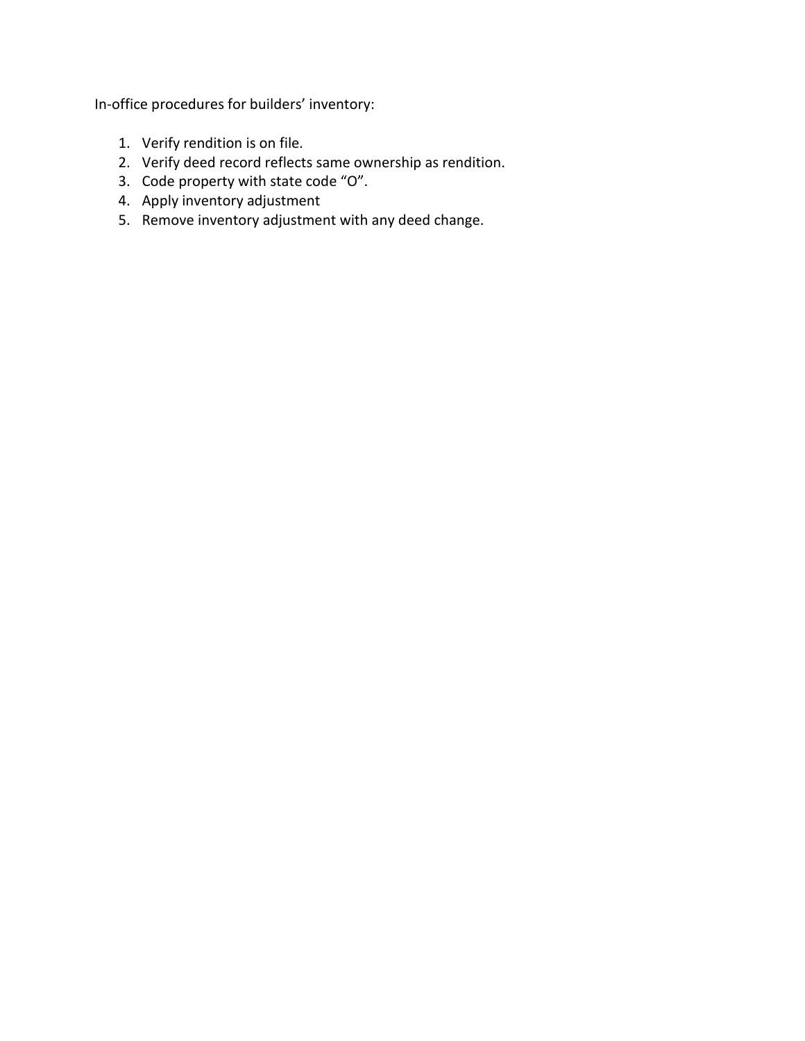In-office procedures for builders' inventory:

1. Verify rendition is on file.
2. Verify deed record reflects same ownership as rendition.
3. Code property with state code "O".
4. Apply inventory adjustment
5. Remove inventory adjustment with any deed change.